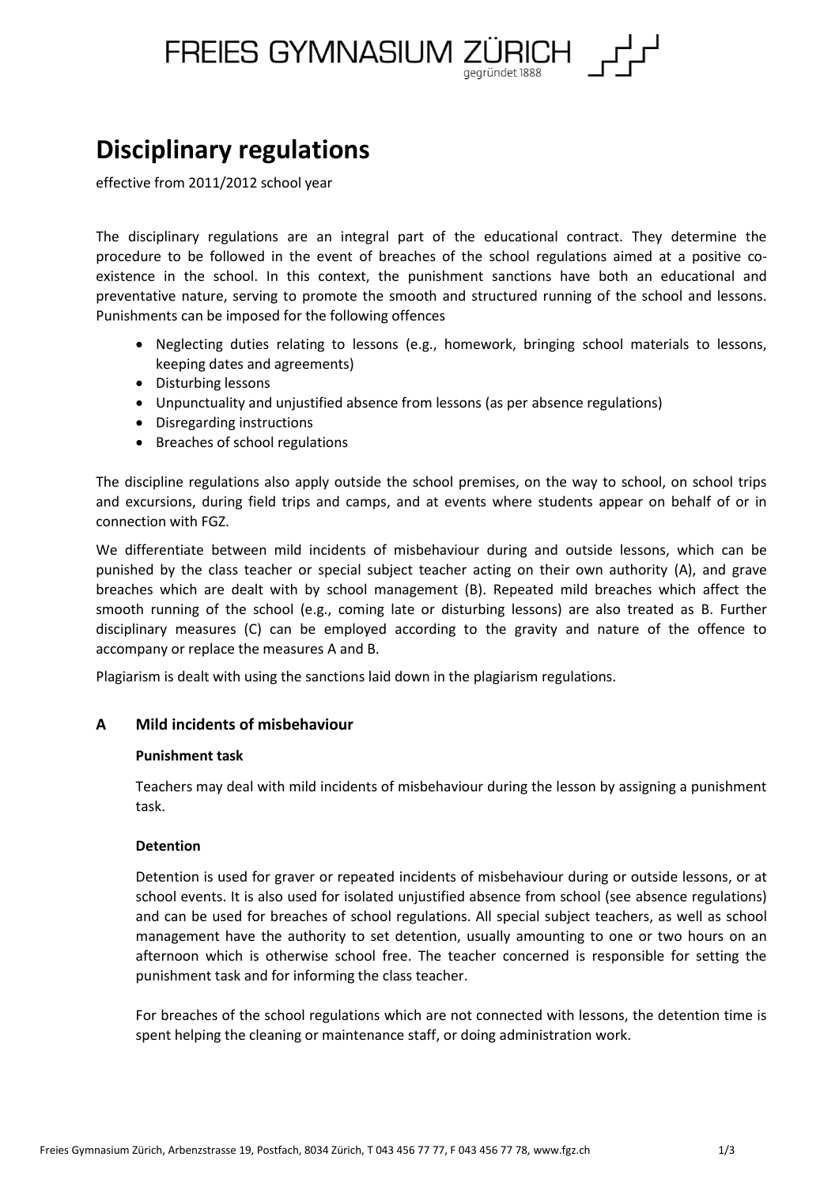# Disciplinary regulations

effective from 2011/2012 school year

The disciplinary regulations are an integral part of the educational contract. They determine the procedure to be followed in the event of breaches of the school regulations aimed at a positive co-existence in the school. In this context, the punishment sanctions have both an educational and preventative nature, serving to promote the smooth and structured running of the school and lessons. Punishments can be imposed for the following offences

- Neglecting duties relating to lessons (e.g., homework, bringing school materials to lessons, keeping dates and agreements)
- Disturbing lessons
- Unpunctuality and unjustified absence from lessons (as per absence regulations)
- Disregarding instructions
- Breaches of school regulations

The discipline regulations also apply outside the school premises, on the way to school, on school trips and excursions, during field trips and camps, and at events where students appear on behalf of or in connection with FGZ.

We differentiate between mild incidents of misbehaviour during and outside lessons, which can be punished by the class teacher or special subject teacher acting on their own authority (A), and grave breaches which are dealt with by school management (B). Repeated mild breaches which affect the smooth running of the school (e.g., coming late or disturbing lessons) are also treated as B. Further disciplinary measures (C) can be employed according to the gravity and nature of the offence to accompany or replace the measures A and B.

Plagiarism is dealt with using the sanctions laid down in the plagiarism regulations.

## A Mild incidents of misbehaviour

### Punishment task

Teachers may deal with mild incidents of misbehaviour during the lesson by assigning a punishment task.

### Detention

Detention is used for graver or repeated incidents of misbehaviour during or outside lessons, or at school events. It is also used for isolated unjustified absence from school (see absence regulations) and can be used for breaches of school regulations. All special subject teachers, as well as school management have the authority to set detention, usually amounting to one or two hours on an afternoon which is otherwise school free. The teacher concerned is responsible for setting the punishment task and for informing the class teacher.

For breaches of the school regulations which are not connected with lessons, the detention time is spent helping the cleaning or maintenance staff, or doing administration work.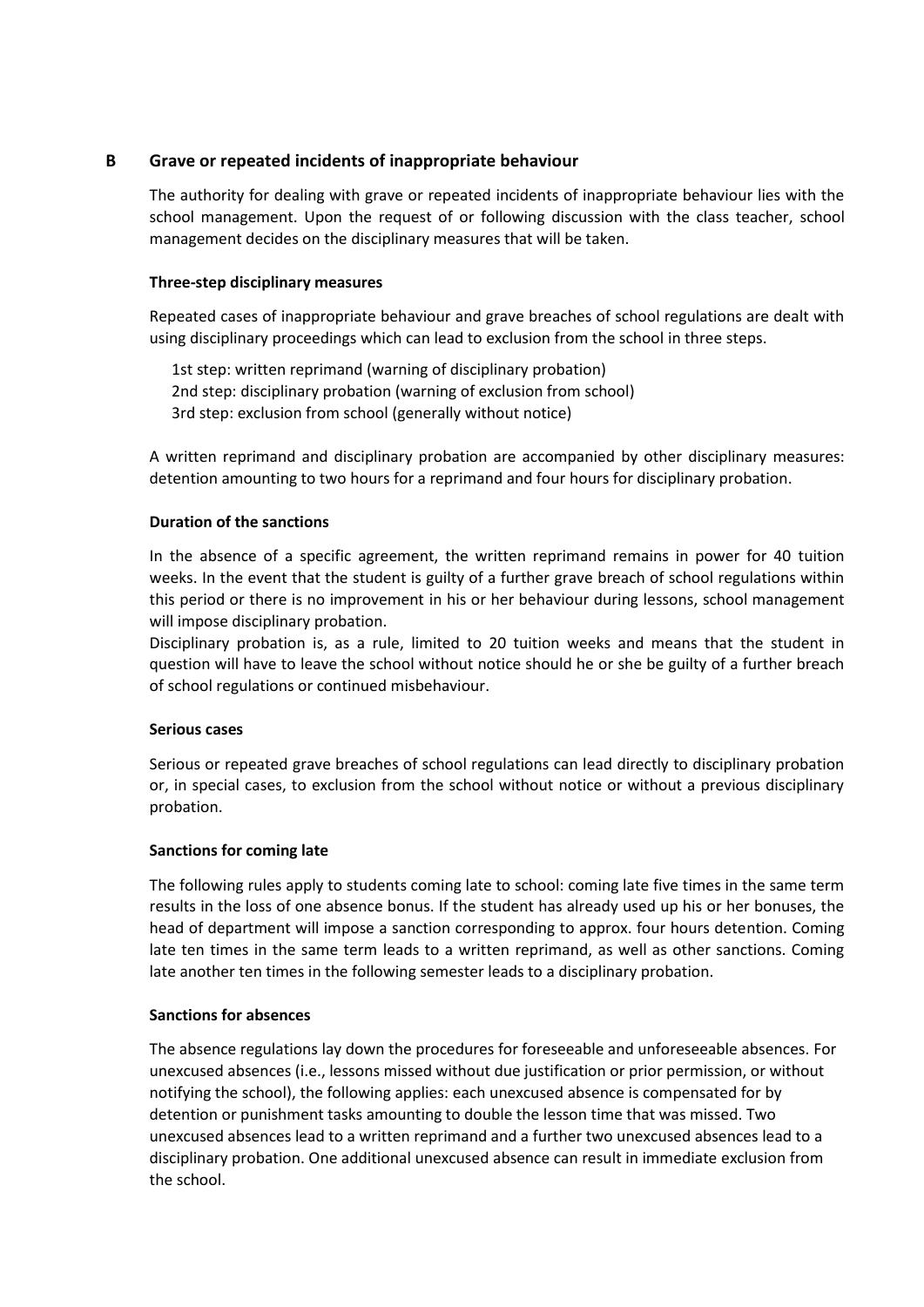## B Grave or repeated incidents of inappropriate behaviour

The authority for dealing with grave or repeated incidents of inappropriate behaviour lies with the school management. Upon the request of or following discussion with the class teacher, school management decides on the disciplinary measures that will be taken.

**Three-step disciplinary measures**

Repeated cases of inappropriate behaviour and grave breaches of school regulations are dealt with using disciplinary proceedings which can lead to exclusion from the school in three steps.

1st step: written reprimand (warning of disciplinary probation)
2nd step: disciplinary probation (warning of exclusion from school)
3rd step: exclusion from school (generally without notice)

A written reprimand and disciplinary probation are accompanied by other disciplinary measures: detention amounting to two hours for a reprimand and four hours for disciplinary probation.

**Duration of the sanctions**

In the absence of a specific agreement, the written reprimand remains in power for 40 tuition weeks. In the event that the student is guilty of a further grave breach of school regulations within this period or there is no improvement in his or her behaviour during lessons, school management will impose disciplinary probation.
Disciplinary probation is, as a rule, limited to 20 tuition weeks and means that the student in question will have to leave the school without notice should he or she be guilty of a further breach of school regulations or continued misbehaviour.

**Serious cases**

Serious or repeated grave breaches of school regulations can lead directly to disciplinary probation or, in special cases, to exclusion from the school without notice or without a previous disciplinary probation.

**Sanctions for coming late**

The following rules apply to students coming late to school: coming late five times in the same term results in the loss of one absence bonus. If the student has already used up his or her bonuses, the head of department will impose a sanction corresponding to approx. four hours detention. Coming late ten times in the same term leads to a written reprimand, as well as other sanctions. Coming late another ten times in the following semester leads to a disciplinary probation.

**Sanctions for absences**

The absence regulations lay down the procedures for foreseeable and unforeseeable absences. For unexcused absences (i.e., lessons missed without due justification or prior permission, or without notifying the school), the following applies: each unexcused absence is compensated for by detention or punishment tasks amounting to double the lesson time that was missed. Two unexcused absences lead to a written reprimand and a further two unexcused absences lead to a disciplinary probation. One additional unexcused absence can result in immediate exclusion from the school.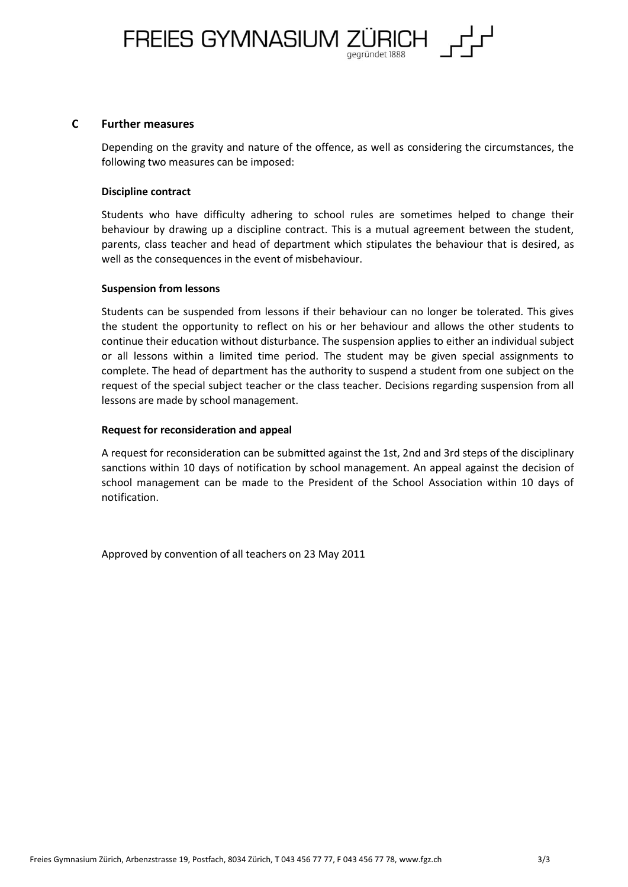## C Further measures

Depending on the gravity and nature of the offence, as well as considering the circumstances, the following two measures can be imposed:

**Discipline contract**

Students who have difficulty adhering to school rules are sometimes helped to change their behaviour by drawing up a discipline contract. This is a mutual agreement between the student, parents, class teacher and head of department which stipulates the behaviour that is desired, as well as the consequences in the event of misbehaviour.

**Suspension from lessons**

Students can be suspended from lessons if their behaviour can no longer be tolerated. This gives the student the opportunity to reflect on his or her behaviour and allows the other students to continue their education without disturbance. The suspension applies to either an individual subject or all lessons within a limited time period. The student may be given special assignments to complete. The head of department has the authority to suspend a student from one subject on the request of the special subject teacher or the class teacher. Decisions regarding suspension from all lessons are made by school management.

**Request for reconsideration and appeal**

A request for reconsideration can be submitted against the 1st, 2nd and 3rd steps of the disciplinary sanctions within 10 days of notification by school management. An appeal against the decision of school management can be made to the President of the School Association within 10 days of notification.

Approved by convention of all teachers on 23 May 2011